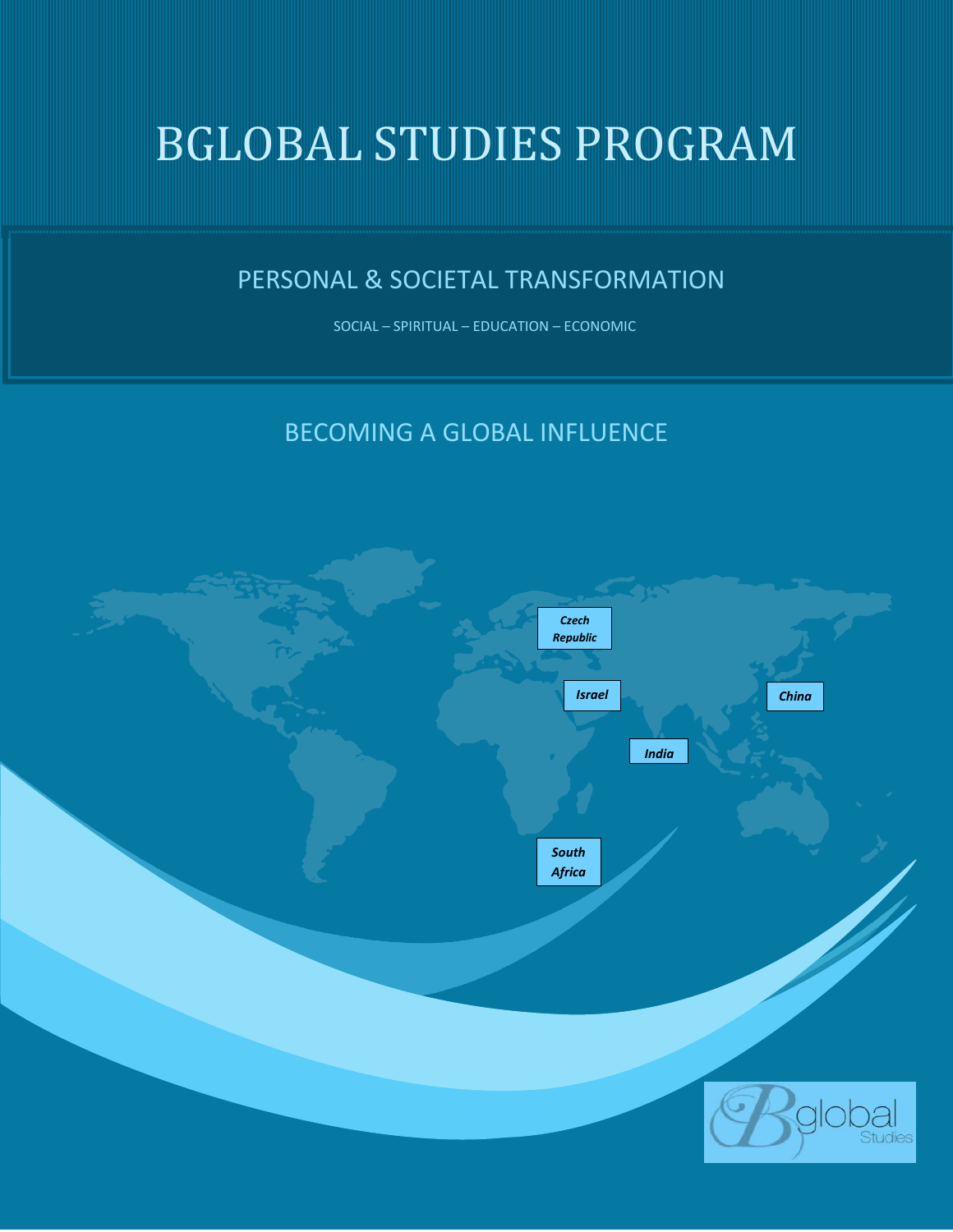# BGLOBAL STUDIES PROGRAM

## PERSONAL & SOCIETAL TRANSFORMATION

SOCIAL – SPIRITUAL – EDUCATION – ECONOMIC

## BECOMING A GLOBAL INFLUENCE

*Czech Republic*

*Israel*

*China*

*India*

*South Africa*

Bglobal Studies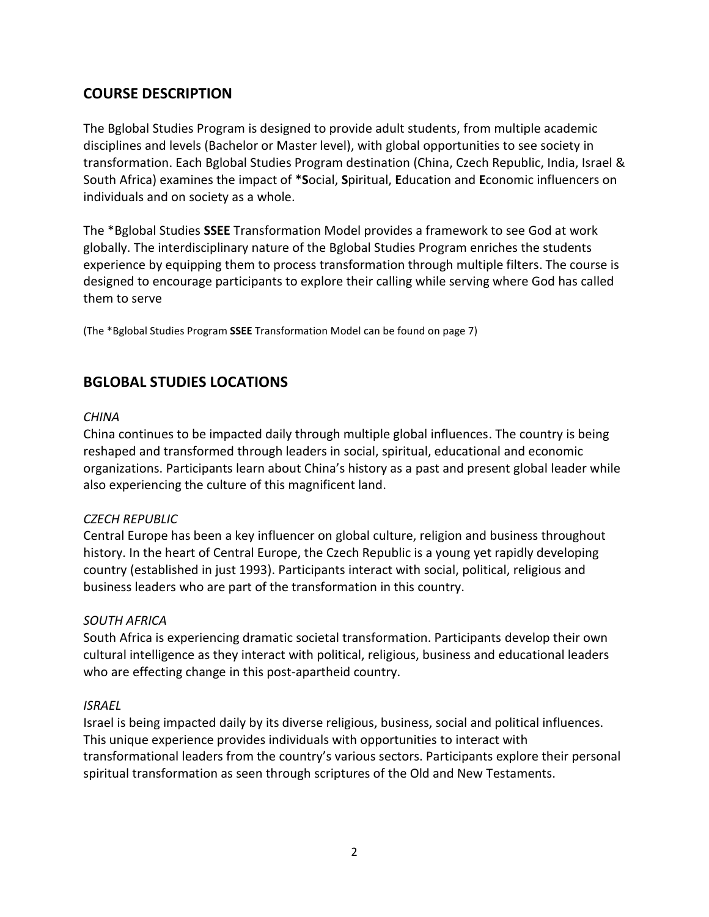## COURSE DESCRIPTION

The Bglobal Studies Program is designed to provide adult students, from multiple academic disciplines and levels (Bachelor or Master level), with global opportunities to see society in transformation. Each Bglobal Studies Program destination (China, Czech Republic, India, Israel & South Africa) examines the impact of ***S**ocial, **S**piritual, **E**ducation and **E**conomic influencers on individuals and on society as a whole.

The *Bglobal Studies **SSEE** Transformation Model provides a framework to see God at work globally. The interdisciplinary nature of the Bglobal Studies Program enriches the students experience by equipping them to process transformation through multiple filters. The course is designed to encourage participants to explore their calling while serving where God has called them to serve

(The *Bglobal Studies Program **SSEE** Transformation Model can be found on page 7)

## BGLOBAL STUDIES LOCATIONS

*CHINA*

China continues to be impacted daily through multiple global influences. The country is being reshaped and transformed through leaders in social, spiritual, educational and economic organizations. Participants learn about China's history as a past and present global leader while also experiencing the culture of this magnificent land.

*CZECH REPUBLIC*

Central Europe has been a key influencer on global culture, religion and business throughout history. In the heart of Central Europe, the Czech Republic is a young yet rapidly developing country (established in just 1993). Participants interact with social, political, religious and business leaders who are part of the transformation in this country.

*SOUTH AFRICA*

South Africa is experiencing dramatic societal transformation. Participants develop their own cultural intelligence as they interact with political, religious, business and educational leaders who are effecting change in this post-apartheid country.

*ISRAEL*

Israel is being impacted daily by its diverse religious, business, social and political influences. This unique experience provides individuals with opportunities to interact with transformational leaders from the country's various sectors. Participants explore their personal spiritual transformation as seen through scriptures of the Old and New Testaments.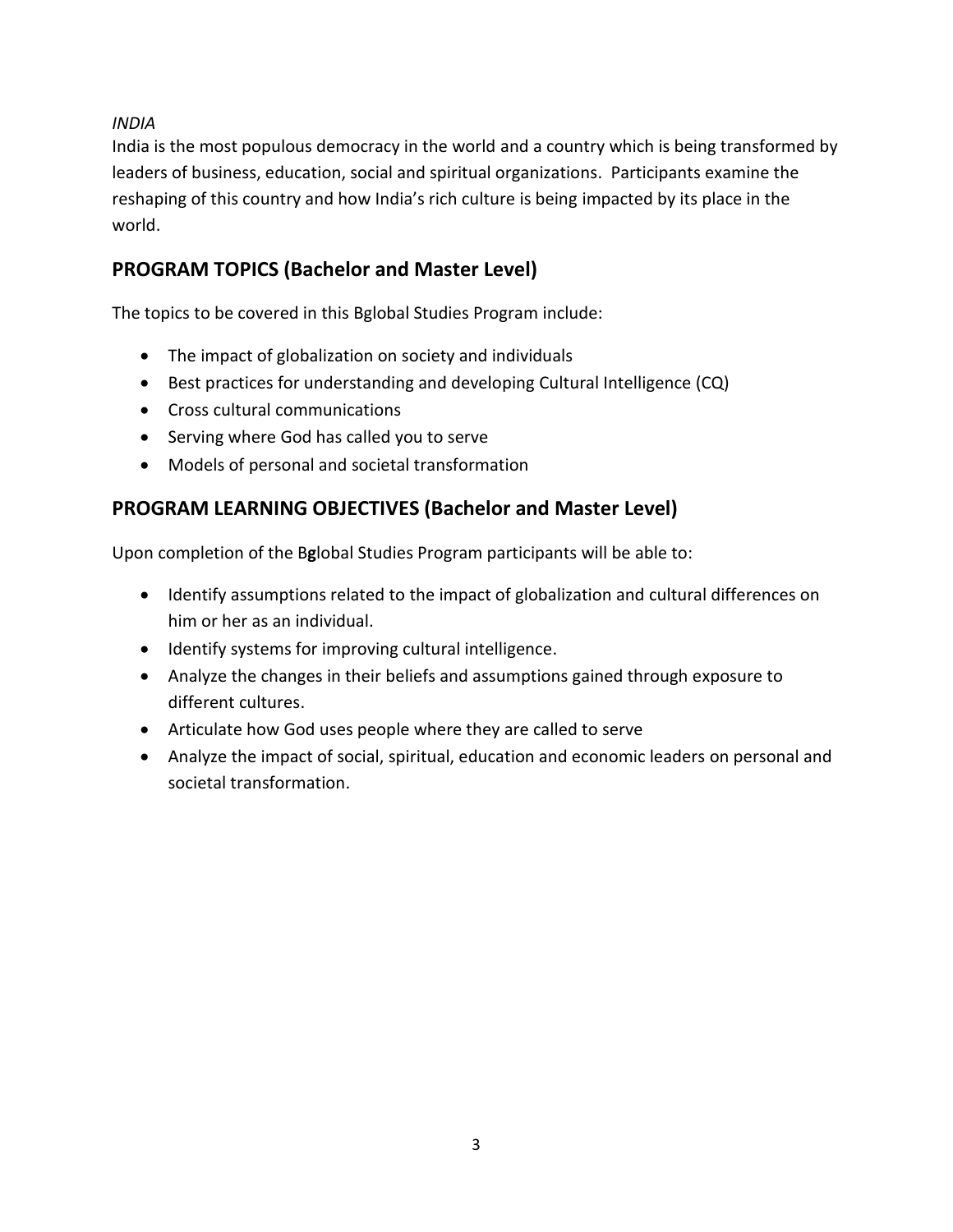*INDIA*

India is the most populous democracy in the world and a country which is being transformed by leaders of business, education, social and spiritual organizations. Participants examine the reshaping of this country and how India's rich culture is being impacted by its place in the world.

## PROGRAM TOPICS (Bachelor and Master Level)

The topics to be covered in this Bglobal Studies Program include:

- The impact of globalization on society and individuals
- Best practices for understanding and developing Cultural Intelligence (CQ)
- Cross cultural communications
- Serving where God has called you to serve
- Models of personal and societal transformation

## PROGRAM LEARNING OBJECTIVES (Bachelor and Master Level)

Upon completion of the B**g**lobal Studies Program participants will be able to:

- Identify assumptions related to the impact of globalization and cultural differences on him or her as an individual.
- Identify systems for improving cultural intelligence.
- Analyze the changes in their beliefs and assumptions gained through exposure to different cultures.
- Articulate how God uses people where they are called to serve
- Analyze the impact of social, spiritual, education and economic leaders on personal and societal transformation.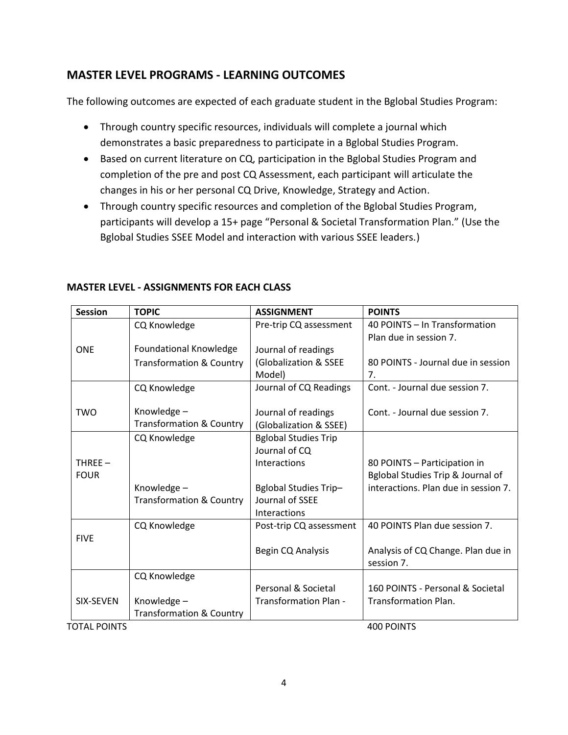## MASTER LEVEL PROGRAMS - LEARNING OUTCOMES

The following outcomes are expected of each graduate student in the Bglobal Studies Program:

- Through country specific resources, individuals will complete a journal which demonstrates a basic preparedness to participate in a Bglobal Studies Program.
- Based on current literature on CQ, participation in the Bglobal Studies Program and completion of the pre and post CQ Assessment, each participant will articulate the changes in his or her personal CQ Drive, Knowledge, Strategy and Action.
- Through country specific resources and completion of the Bglobal Studies Program, participants will develop a 15+ page "Personal & Societal Transformation Plan." (Use the Bglobal Studies SSEE Model and interaction with various SSEE leaders.)

### MASTER LEVEL - ASSIGNMENTS FOR EACH CLASS

| Session | TOPIC | ASSIGNMENT | POINTS |
|---|---|---|---|
| ONE | CQ Knowledge<br><br>Foundational Knowledge<br>Transformation & Country | Pre-trip CQ assessment<br><br>Journal of readings (Globalization & SSEE Model) | 40 POINTS – In Transformation Plan due in session 7.<br><br>80 POINTS - Journal due in session 7. |
| TWO | CQ Knowledge<br><br>Knowledge – Transformation & Country | Journal of CQ Readings<br><br>Journal of readings (Globalization & SSEE) | Cont. - Journal due session 7.<br><br>Cont. - Journal due session 7. |
| THREE – FOUR | CQ Knowledge<br><br>Knowledge – Transformation & Country | Bglobal Studies Trip Journal of CQ Interactions<br><br>Bglobal Studies Trip– Journal of SSEE Interactions | 80 POINTS – Participation in Bglobal Studies Trip & Journal of interactions. Plan due in session 7. |
| FIVE | CQ Knowledge | Post-trip CQ assessment<br><br>Begin CQ Analysis | 40 POINTS Plan due session 7.<br><br>Analysis of CQ Change. Plan due in session 7. |
| SIX-SEVEN | CQ Knowledge<br><br>Knowledge – Transformation & Country | Personal & Societal Transformation Plan - | 160 POINTS - Personal & Societal Transformation Plan. |
| TOTAL POINTS | | | 400 POINTS |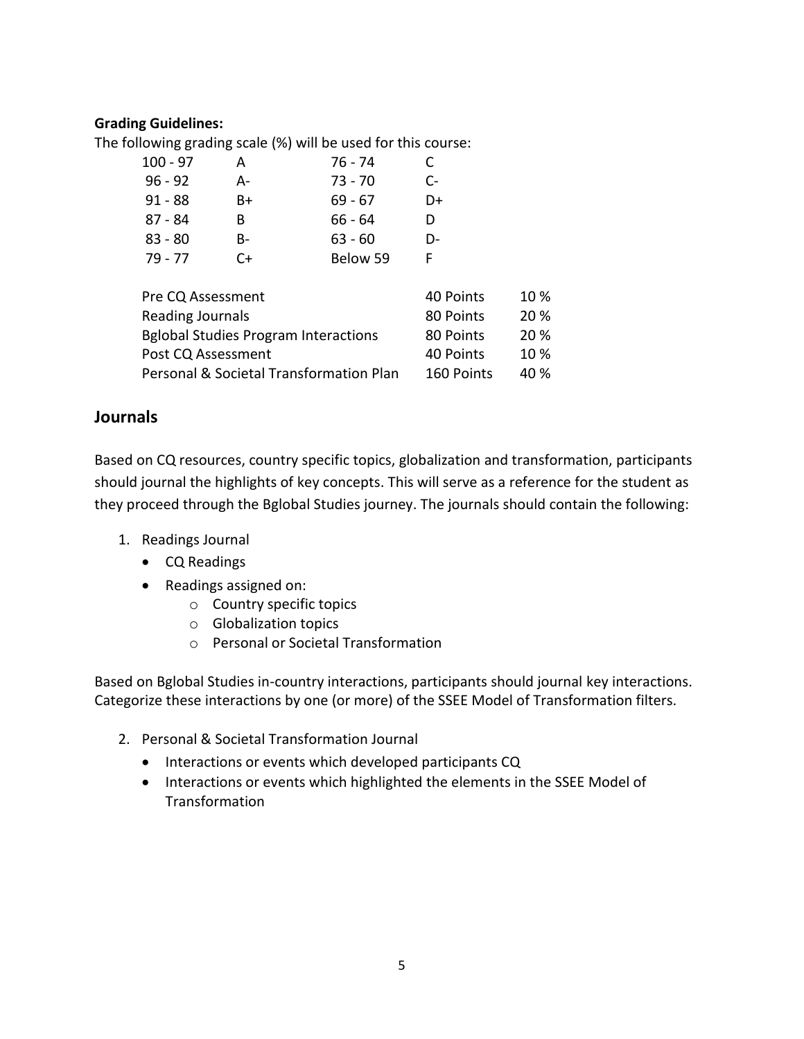**Grading Guidelines:**

The following grading scale (%) will be used for this course:

| | | | |
|---|---|---|---|
| 100 - 97 | A | 76 - 74 | C |
| 96 - 92 | A- | 73 - 70 | C- |
| 91 - 88 | B+ | 69 - 67 | D+ |
| 87 - 84 | B | 66 - 64 | D |
| 83 - 80 | B- | 63 - 60 | D- |
| 79 - 77 | C+ | Below 59 | F |

| | | |
|---|---|---|
| Pre CQ Assessment | 40 Points | 10 % |
| Reading Journals | 80 Points | 20 % |
| Bglobal Studies Program Interactions | 80 Points | 20 % |
| Post CQ Assessment | 40 Points | 10 % |
| Personal & Societal Transformation Plan | 160 Points | 40 % |

## Journals

Based on CQ resources, country specific topics, globalization and transformation, participants should journal the highlights of key concepts. This will serve as a reference for the student as they proceed through the Bglobal Studies journey. The journals should contain the following:

1. Readings Journal
   - CQ Readings
   - Readings assigned on:
     - Country specific topics
     - Globalization topics
     - Personal or Societal Transformation

Based on Bglobal Studies in-country interactions, participants should journal key interactions. Categorize these interactions by one (or more) of the SSEE Model of Transformation filters.

2. Personal & Societal Transformation Journal
   - Interactions or events which developed participants CQ
   - Interactions or events which highlighted the elements in the SSEE Model of Transformation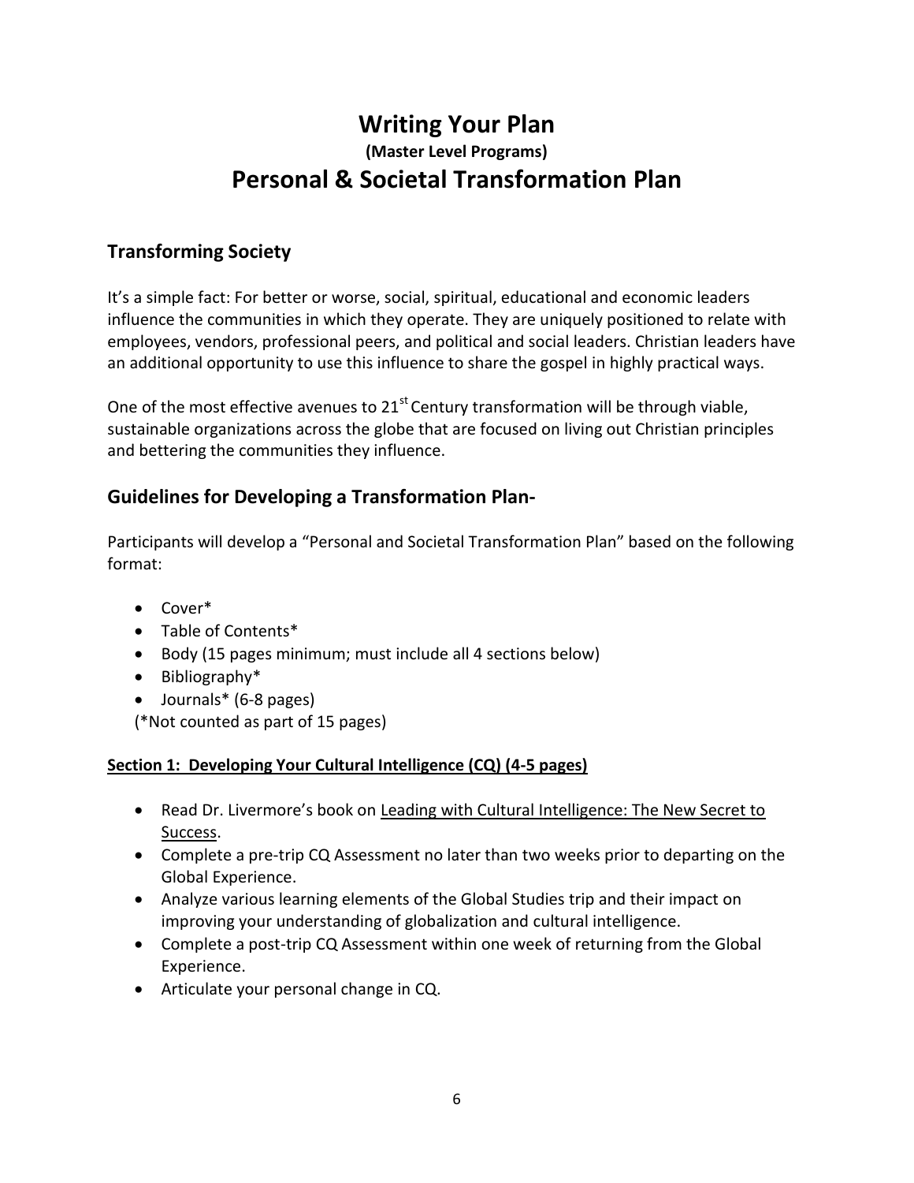# Writing Your Plan

### (Master Level Programs)

# Personal & Societal Transformation Plan

## Transforming Society

It's a simple fact: For better or worse, social, spiritual, educational and economic leaders influence the communities in which they operate. They are uniquely positioned to relate with employees, vendors, professional peers, and political and social leaders. Christian leaders have an additional opportunity to use this influence to share the gospel in highly practical ways.

One of the most effective avenues to 21st Century transformation will be through viable, sustainable organizations across the globe that are focused on living out Christian principles and bettering the communities they influence.

## Guidelines for Developing a Transformation Plan-

Participants will develop a "Personal and Societal Transformation Plan" based on the following format:

- Cover*
- Table of Contents*
- Body (15 pages minimum; must include all 4 sections below)
- Bibliography*
- Journals* (6-8 pages)

(*Not counted as part of 15 pages)

**Section 1: Developing Your Cultural Intelligence (CQ) (4-5 pages)**

- Read Dr. Livermore's book on Leading with Cultural Intelligence: The New Secret to Success.
- Complete a pre-trip CQ Assessment no later than two weeks prior to departing on the Global Experience.
- Analyze various learning elements of the Global Studies trip and their impact on improving your understanding of globalization and cultural intelligence.
- Complete a post-trip CQ Assessment within one week of returning from the Global Experience.
- Articulate your personal change in CQ.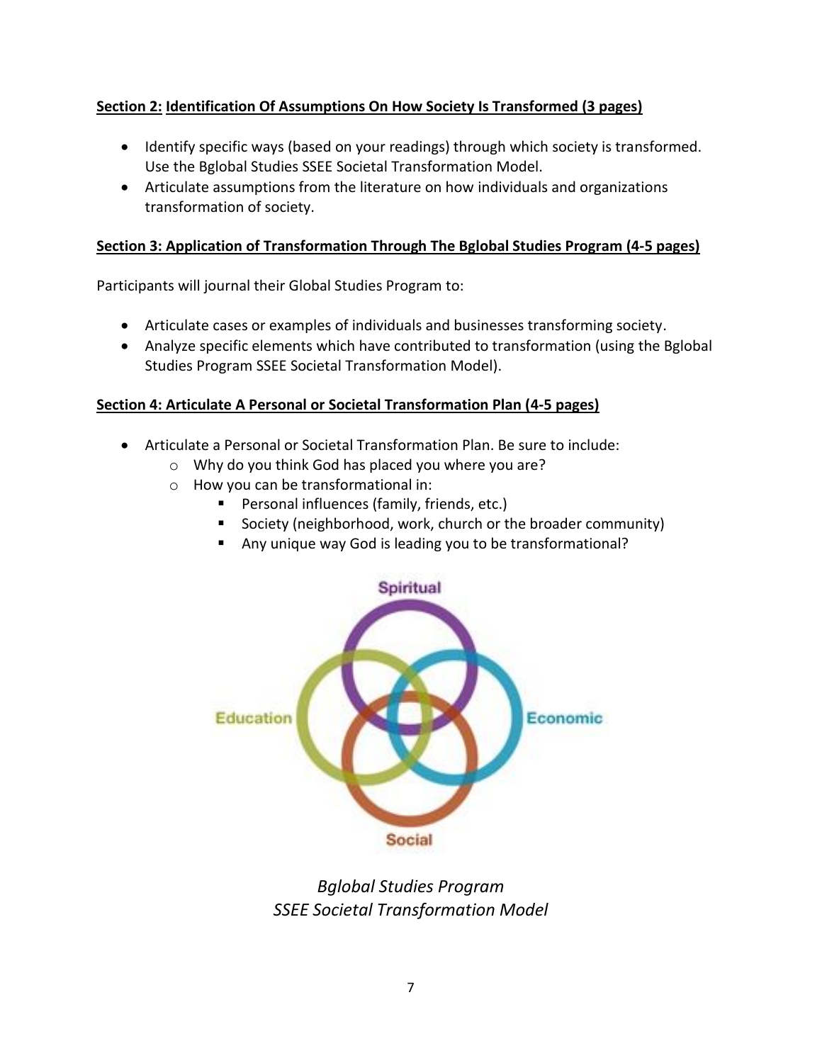**Section 2: Identification Of Assumptions On How Society Is Transformed (3 pages)**

- Identify specific ways (based on your readings) through which society is transformed. Use the Bglobal Studies SSEE Societal Transformation Model.
- Articulate assumptions from the literature on how individuals and organizations transformation of society.

**Section 3: Application of Transformation Through The Bglobal Studies Program (4-5 pages)**

Participants will journal their Global Studies Program to:

- Articulate cases or examples of individuals and businesses transforming society.
- Analyze specific elements which have contributed to transformation (using the Bglobal Studies Program SSEE Societal Transformation Model).

**Section 4: Articulate A Personal or Societal Transformation Plan (4-5 pages)**

- Articulate a Personal or Societal Transformation Plan. Be sure to include:
  - Why do you think God has placed you where you are?
  - How you can be transformational in:
    - Personal influences (family, friends, etc.)
    - Society (neighborhood, work, church or the broader community)
    - Any unique way God is leading you to be transformational?

Spiritual

Education

Economic

Social

*Bglobal Studies Program*
*SSEE Societal Transformation Model*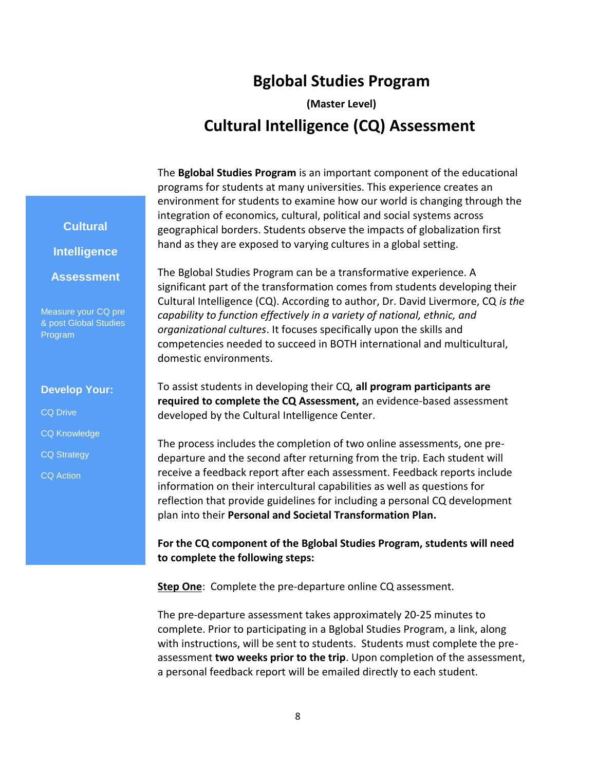# Bglobal Studies Program

**(Master Level)**

## Cultural Intelligence (CQ) Assessment

**Cultural Intelligence Assessment**

Measure your CQ pre & post Global Studies Program

**Develop Your:**

CQ Drive

CQ Knowledge

CQ Strategy

CQ Action

The **Bglobal Studies Program** is an important component of the educational programs for students at many universities. This experience creates an environment for students to examine how our world is changing through the integration of economics, cultural, political and social systems across geographical borders. Students observe the impacts of globalization first hand as they are exposed to varying cultures in a global setting.

The Bglobal Studies Program can be a transformative experience. A significant part of the transformation comes from students developing their Cultural Intelligence (CQ). According to author, Dr. David Livermore, CQ *is the capability to function effectively in a variety of national, ethnic, and organizational cultures*. It focuses specifically upon the skills and competencies needed to succeed in BOTH international and multicultural, domestic environments.

To assist students in developing their CQ, **all program participants are required to complete the CQ Assessment,** an evidence-based assessment developed by the Cultural Intelligence Center.

The process includes the completion of two online assessments, one pre-departure and the second after returning from the trip. Each student will receive a feedback report after each assessment. Feedback reports include information on their intercultural capabilities as well as questions for reflection that provide guidelines for including a personal CQ development plan into their **Personal and Societal Transformation Plan.**

**For the CQ component of the Bglobal Studies Program, students will need to complete the following steps:**

**Step One**: Complete the pre-departure online CQ assessment.

The pre-departure assessment takes approximately 20-25 minutes to complete. Prior to participating in a Bglobal Studies Program, a link, along with instructions, will be sent to students. Students must complete the pre-assessment **two weeks prior to the trip**. Upon completion of the assessment, a personal feedback report will be emailed directly to each student.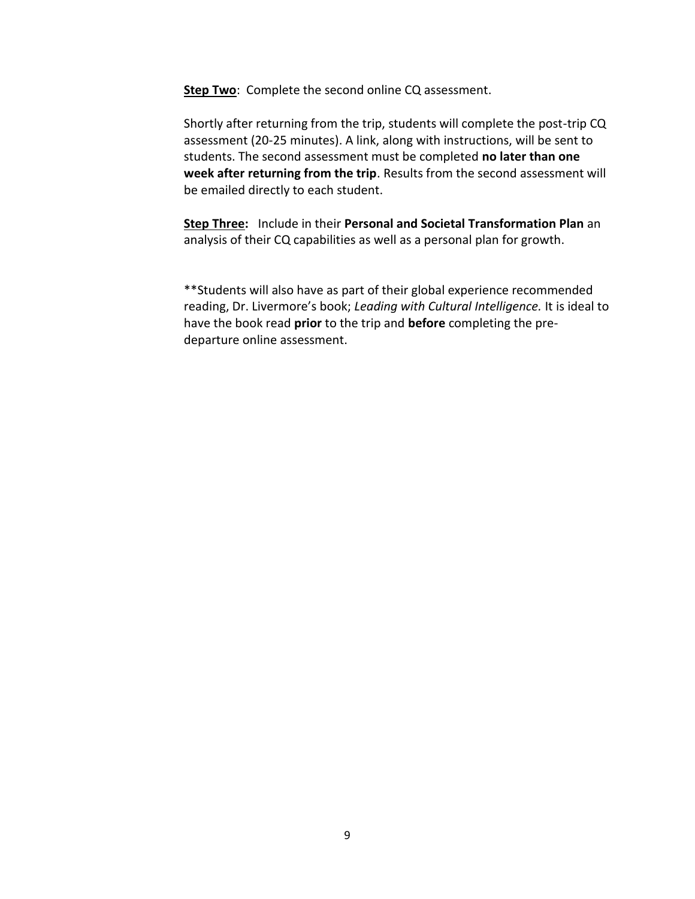**<u>Step Two</u>**: Complete the second online CQ assessment.

Shortly after returning from the trip, students will complete the post-trip CQ assessment (20-25 minutes). A link, along with instructions, will be sent to students. The second assessment must be completed **no later than one week after returning from the trip**. Results from the second assessment will be emailed directly to each student.

**<u>Step Three</u>:** Include in their **Personal and Societal Transformation Plan** an analysis of their CQ capabilities as well as a personal plan for growth.

**Students will also have as part of their global experience recommended reading, Dr. Livermore's book; *Leading with Cultural Intelligence.* It is ideal to have the book read **prior** to the trip and **before** completing the pre-departure online assessment.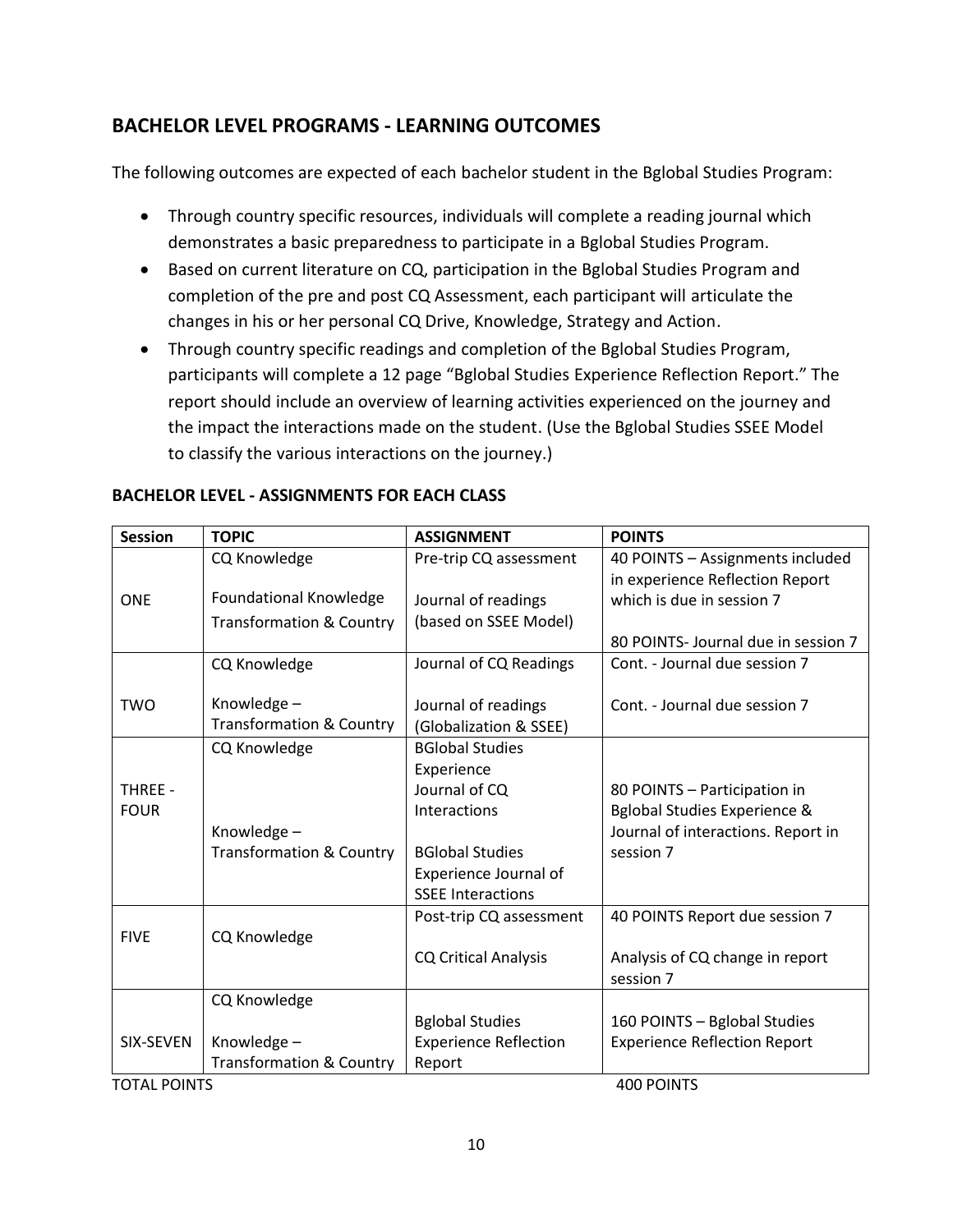## BACHELOR LEVEL PROGRAMS - LEARNING OUTCOMES

The following outcomes are expected of each bachelor student in the Bglobal Studies Program:

- Through country specific resources, individuals will complete a reading journal which demonstrates a basic preparedness to participate in a Bglobal Studies Program.
- Based on current literature on CQ, participation in the Bglobal Studies Program and completion of the pre and post CQ Assessment, each participant will articulate the changes in his or her personal CQ Drive, Knowledge, Strategy and Action.
- Through country specific readings and completion of the Bglobal Studies Program, participants will complete a 12 page "Bglobal Studies Experience Reflection Report." The report should include an overview of learning activities experienced on the journey and the impact the interactions made on the student. (Use the Bglobal Studies SSEE Model to classify the various interactions on the journey.)

### BACHELOR LEVEL - ASSIGNMENTS FOR EACH CLASS

| Session | TOPIC | ASSIGNMENT | POINTS |
|---|---|---|---|
| ONE | CQ Knowledge<br><br>Foundational Knowledge<br>Transformation & Country | Pre-trip CQ assessment<br><br>Journal of readings (based on SSEE Model) | 40 POINTS – Assignments included in experience Reflection Report which is due in session 7<br><br>80 POINTS- Journal due in session 7 |
| TWO | CQ Knowledge<br><br>Knowledge – Transformation & Country | Journal of CQ Readings<br><br>Journal of readings (Globalization & SSEE) | Cont. - Journal due session 7<br><br>Cont. - Journal due session 7 |
| THREE - FOUR | CQ Knowledge<br><br>Knowledge – Transformation & Country | BGlobal Studies Experience Journal of CQ Interactions<br><br>BGlobal Studies Experience Journal of SSEE Interactions | 80 POINTS – Participation in Bglobal Studies Experience & Journal of interactions. Report in session 7 |
| FIVE | CQ Knowledge | Post-trip CQ assessment<br><br>CQ Critical Analysis | 40 POINTS Report due session 7<br><br>Analysis of CQ change in report session 7 |
| SIX-SEVEN | CQ Knowledge<br><br>Knowledge – Transformation & Country | Bglobal Studies Experience Reflection Report | 160 POINTS – Bglobal Studies Experience Reflection Report |
| TOTAL POINTS | | | 400 POINTS |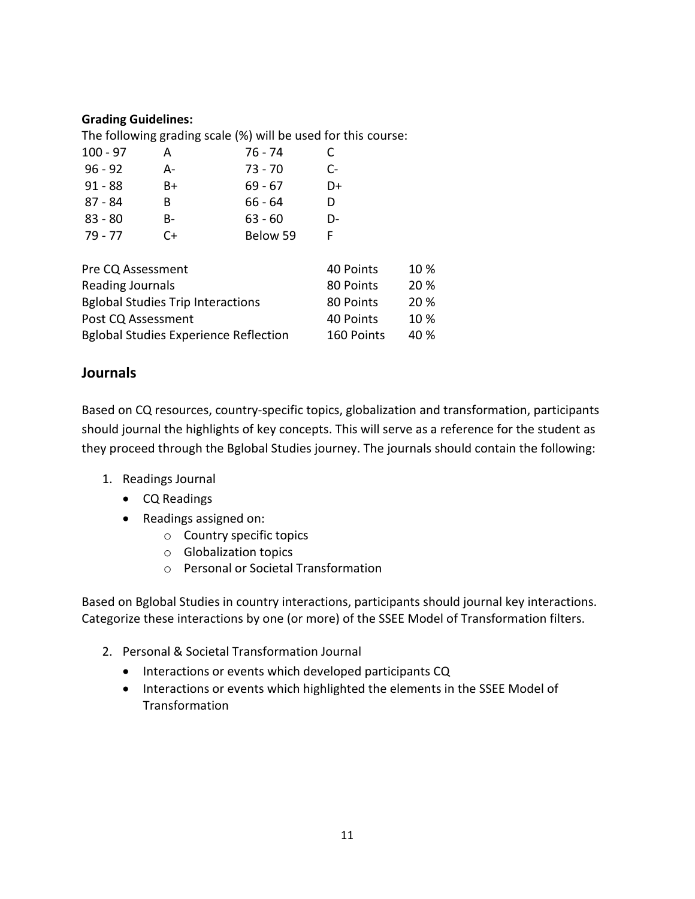**Grading Guidelines:**

The following grading scale (%) will be used for this course:

| | | | |
|---|---|---|---|
| 100 - 97 | A | 76 - 74 | C |
| 96 - 92 | A- | 73 - 70 | C- |
| 91 - 88 | B+ | 69 - 67 | D+ |
| 87 - 84 | B | 66 - 64 | D |
| 83 - 80 | B- | 63 - 60 | D- |
| 79 - 77 | C+ | Below 59 | F |

| | | |
|---|---|---|
| Pre CQ Assessment | 40 Points | 10 % |
| Reading Journals | 80 Points | 20 % |
| Bglobal Studies Trip Interactions | 80 Points | 20 % |
| Post CQ Assessment | 40 Points | 10 % |
| Bglobal Studies Experience Reflection | 160 Points | 40 % |

## Journals

Based on CQ resources, country-specific topics, globalization and transformation, participants should journal the highlights of key concepts. This will serve as a reference for the student as they proceed through the Bglobal Studies journey. The journals should contain the following:

1. Readings Journal
   - CQ Readings
   - Readings assigned on:
     - Country specific topics
     - Globalization topics
     - Personal or Societal Transformation

Based on Bglobal Studies in country interactions, participants should journal key interactions. Categorize these interactions by one (or more) of the SSEE Model of Transformation filters.

2. Personal & Societal Transformation Journal
   - Interactions or events which developed participants CQ
   - Interactions or events which highlighted the elements in the SSEE Model of Transformation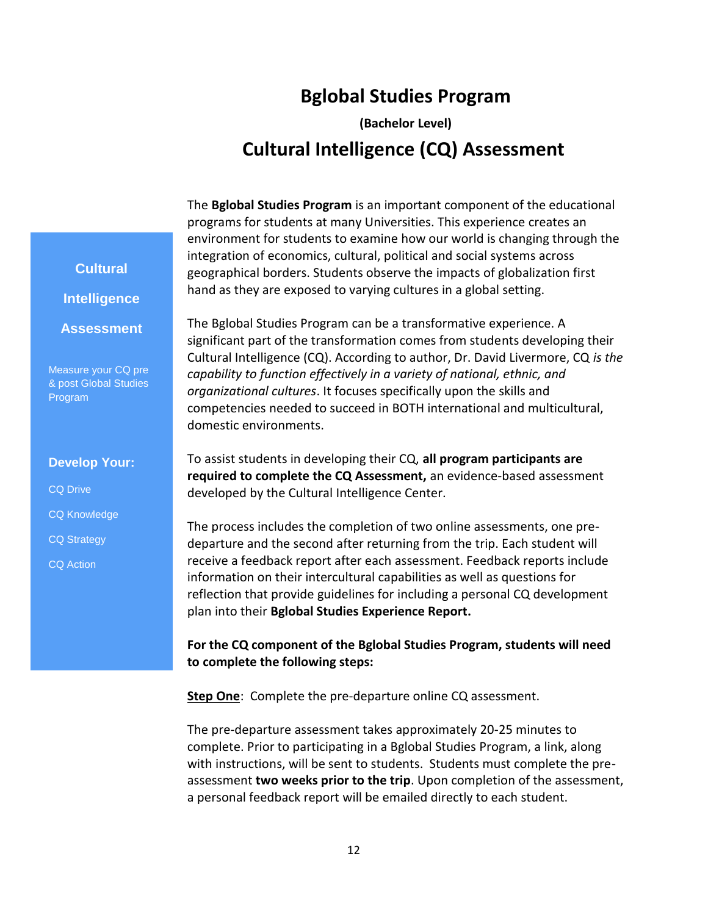# Bglobal Studies Program

**(Bachelor Level)**

## Cultural Intelligence (CQ) Assessment

**Cultural Intelligence Assessment**

Measure your CQ pre & post Global Studies Program

**Develop Your:**

CQ Drive

CQ Knowledge

CQ Strategy

CQ Action

The **Bglobal Studies Program** is an important component of the educational programs for students at many Universities. This experience creates an environment for students to examine how our world is changing through the integration of economics, cultural, political and social systems across geographical borders. Students observe the impacts of globalization first hand as they are exposed to varying cultures in a global setting.

The Bglobal Studies Program can be a transformative experience. A significant part of the transformation comes from students developing their Cultural Intelligence (CQ). According to author, Dr. David Livermore, CQ *is the capability to function effectively in a variety of national, ethnic, and organizational cultures*. It focuses specifically upon the skills and competencies needed to succeed in BOTH international and multicultural, domestic environments.

To assist students in developing their CQ, **all program participants are required to complete the CQ Assessment,** an evidence-based assessment developed by the Cultural Intelligence Center.

The process includes the completion of two online assessments, one pre-departure and the second after returning from the trip. Each student will receive a feedback report after each assessment. Feedback reports include information on their intercultural capabilities as well as questions for reflection that provide guidelines for including a personal CQ development plan into their **Bglobal Studies Experience Report.**

**For the CQ component of the Bglobal Studies Program, students will need to complete the following steps:**

**Step One**: Complete the pre-departure online CQ assessment.

The pre-departure assessment takes approximately 20-25 minutes to complete. Prior to participating in a Bglobal Studies Program, a link, along with instructions, will be sent to students. Students must complete the pre-assessment **two weeks prior to the trip**. Upon completion of the assessment, a personal feedback report will be emailed directly to each student.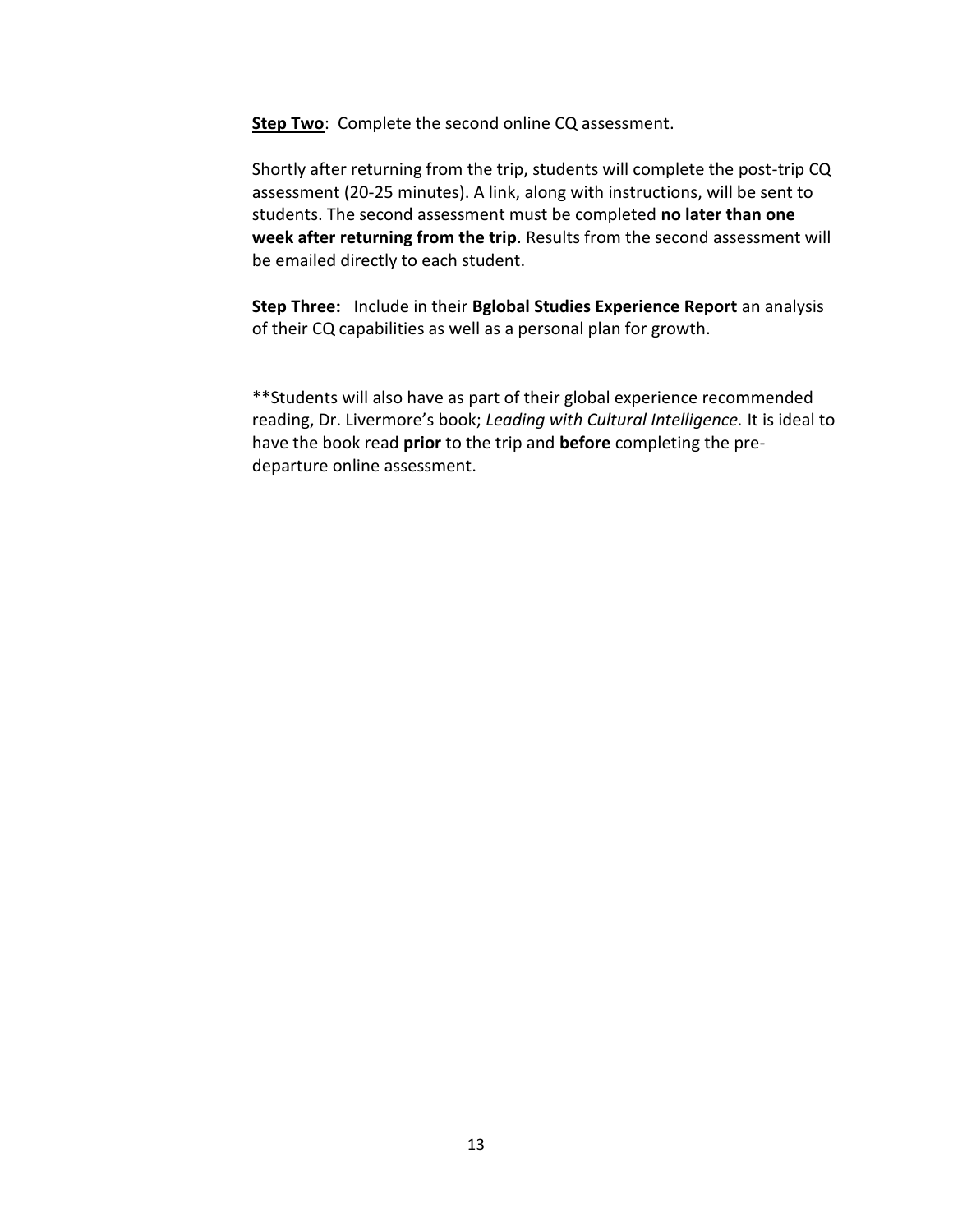**<u>Step Two</u>**: Complete the second online CQ assessment.

Shortly after returning from the trip, students will complete the post-trip CQ assessment (20-25 minutes). A link, along with instructions, will be sent to students. The second assessment must be completed **no later than one week after returning from the trip**. Results from the second assessment will be emailed directly to each student.

**<u>Step Three</u>:** Include in their **Bglobal Studies Experience Report** an analysis of their CQ capabilities as well as a personal plan for growth.

**Students will also have as part of their global experience recommended reading, Dr. Livermore's book; *Leading with Cultural Intelligence.* It is ideal to have the book read **prior** to the trip and **before** completing the pre-departure online assessment.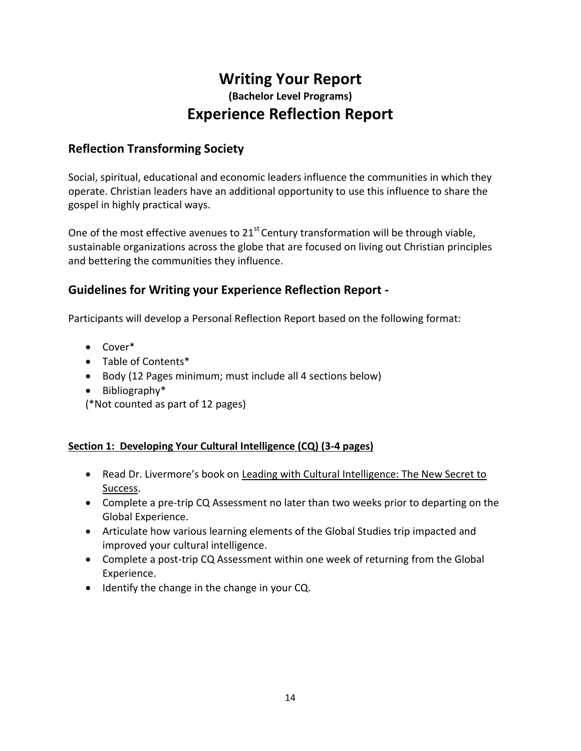# Writing Your Report

**(Bachelor Level Programs)**

# Experience Reflection Report

## Reflection Transforming Society

Social, spiritual, educational and economic leaders influence the communities in which they operate. Christian leaders have an additional opportunity to use this influence to share the gospel in highly practical ways.

One of the most effective avenues to 21st Century transformation will be through viable, sustainable organizations across the globe that are focused on living out Christian principles and bettering the communities they influence.

## Guidelines for Writing your Experience Reflection Report -

Participants will develop a Personal Reflection Report based on the following format:

- Cover*
- Table of Contents*
- Body (12 Pages minimum; must include all 4 sections below)
- Bibliography*

(*Not counted as part of 12 pages)

<u>**Section 1: Developing Your Cultural Intelligence (CQ) (3-4 pages)**</u>

- Read Dr. Livermore's book on <u>Leading with Cultural Intelligence: The New Secret to Success</u>.
- Complete a pre-trip CQ Assessment no later than two weeks prior to departing on the Global Experience.
- Articulate how various learning elements of the Global Studies trip impacted and improved your cultural intelligence.
- Complete a post-trip CQ Assessment within one week of returning from the Global Experience.
- Identify the change in the change in your CQ.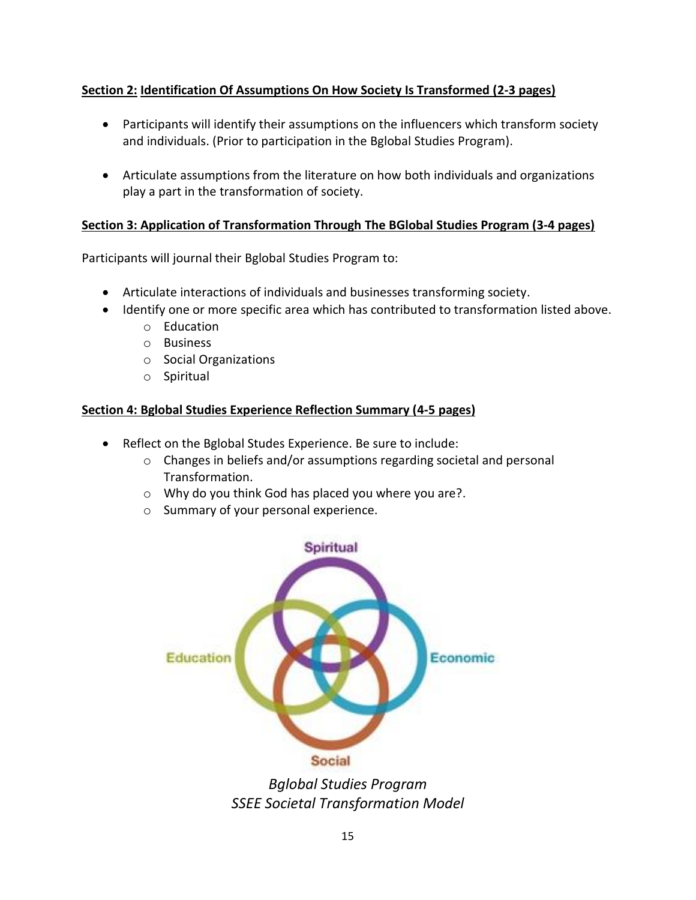**Section 2: Identification Of Assumptions On How Society Is Transformed (2-3 pages)**

- Participants will identify their assumptions on the influencers which transform society and individuals. (Prior to participation in the Bglobal Studies Program).

- Articulate assumptions from the literature on how both individuals and organizations play a part in the transformation of society.

**Section 3: Application of Transformation Through The BGlobal Studies Program (3-4 pages)**

Participants will journal their Bglobal Studies Program to:

- Articulate interactions of individuals and businesses transforming society.
- Identify one or more specific area which has contributed to transformation listed above.
  - Education
  - Business
  - Social Organizations
  - Spiritual

**Section 4: Bglobal Studies Experience Reflection Summary (4-5 pages)**

- Reflect on the Bglobal Studes Experience. Be sure to include:
  - Changes in beliefs and/or assumptions regarding societal and personal Transformation.
  - Why do you think God has placed you where you are?.
  - Summary of your personal experience.

Spiritual

Education

Economic

Social

*Bglobal Studies Program*
*SSEE Societal Transformation Model*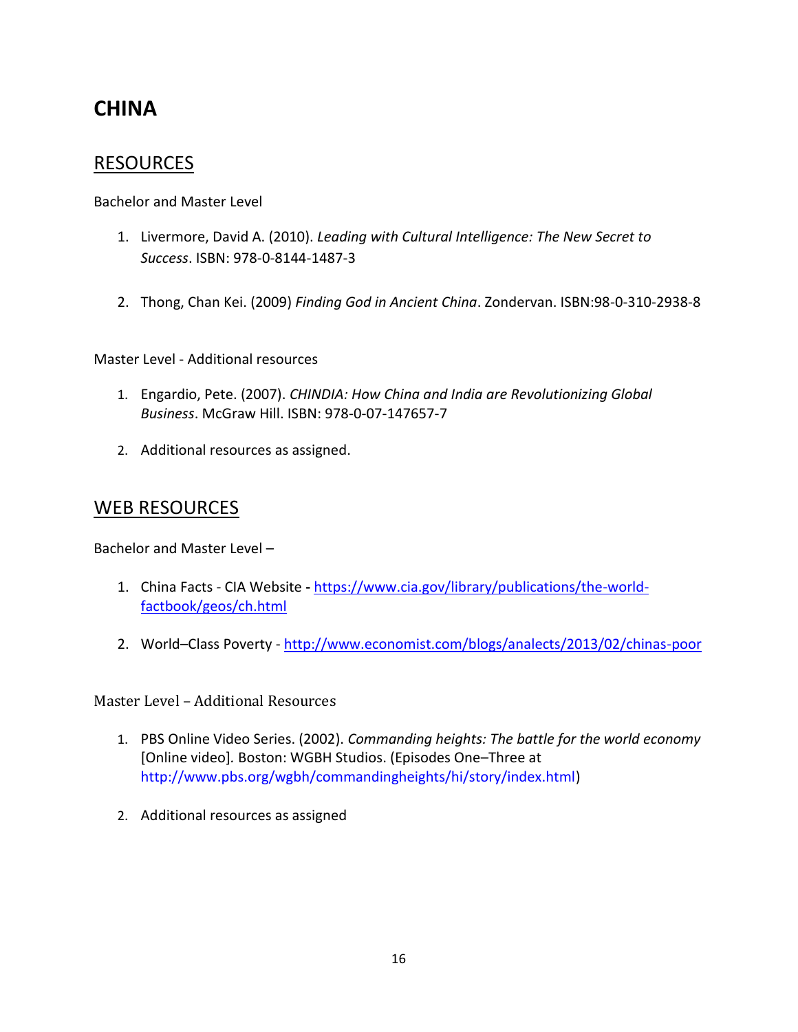# CHINA

## RESOURCES

Bachelor and Master Level

1. Livermore, David A. (2010). *Leading with Cultural Intelligence: The New Secret to Success*. ISBN: 978-0-8144-1487-3

2. Thong, Chan Kei. (2009) *Finding God in Ancient China*. Zondervan. ISBN:98-0-310-2938-8

Master Level - Additional resources

1. Engardio, Pete. (2007). *CHINDIA: How China and India are Revolutionizing Global Business*. McGraw Hill. ISBN: 978-0-07-147657-7

2. Additional resources as assigned.

## WEB RESOURCES

Bachelor and Master Level –

1. China Facts - CIA Website **-** [https://www.cia.gov/library/publications/the-world-factbook/geos/ch.html](https://www.cia.gov/library/publications/the-world-factbook/geos/ch.html)

2. World–Class Poverty - [http://www.economist.com/blogs/analects/2013/02/chinas-poor](http://www.economist.com/blogs/analects/2013/02/chinas-poor)

Master Level – Additional Resources

1. PBS Online Video Series. (2002). *Commanding heights: The battle for the world economy* [Online video]. Boston: WGBH Studios. (Episodes One–Three at http://www.pbs.org/wgbh/commandingheights/hi/story/index.html)

2. Additional resources as assigned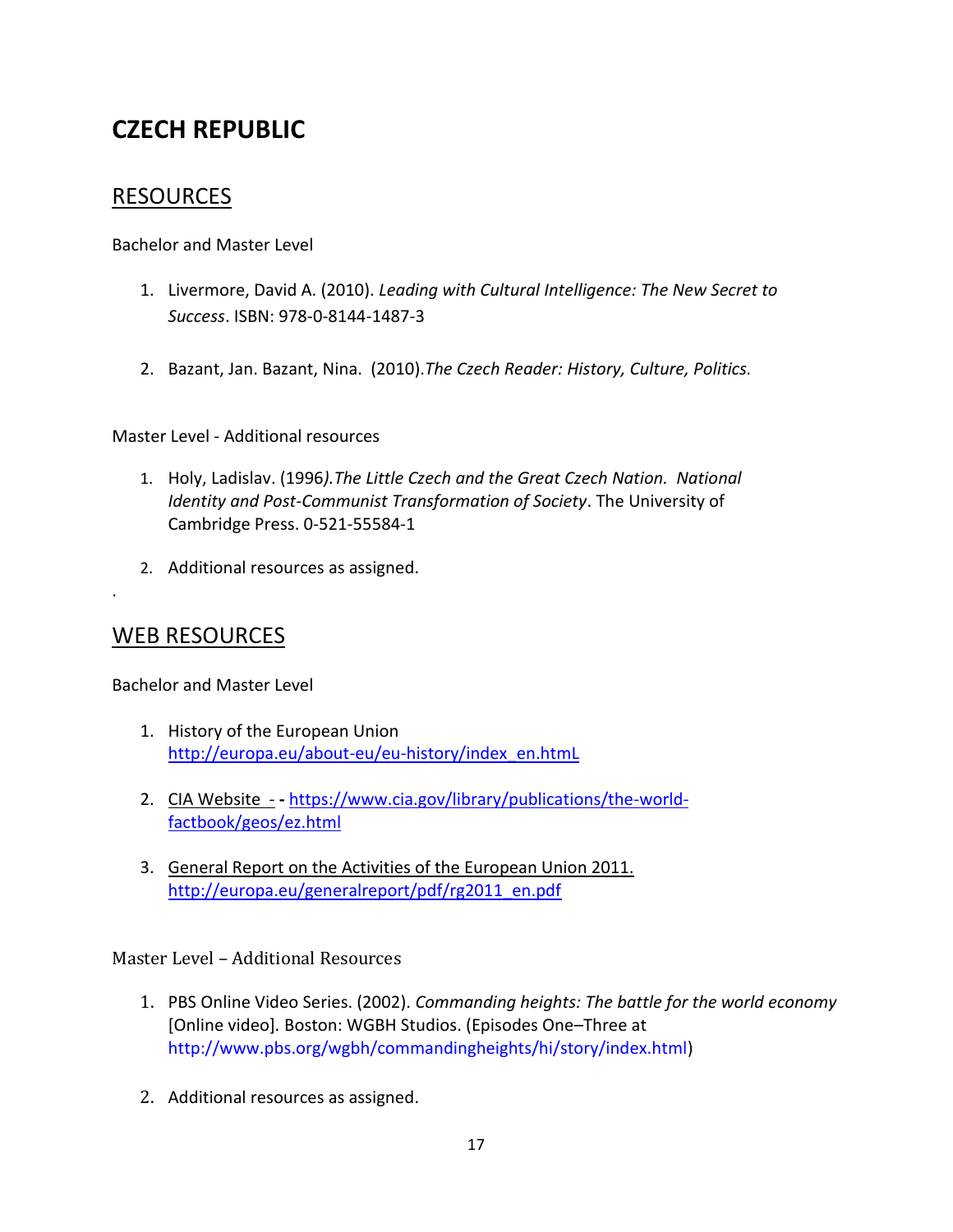# CZECH REPUBLIC

## RESOURCES

Bachelor and Master Level

1. Livermore, David A. (2010). *Leading with Cultural Intelligence: The New Secret to Success*. ISBN: 978-0-8144-1487-3

2. Bazant, Jan. Bazant, Nina. (2010).*The Czech Reader: History, Culture, Politics.*

Master Level - Additional resources

1. Holy, Ladislav. (1996*).The Little Czech and the Great Czech Nation. National Identity and Post-Communist Transformation of Society*. The University of Cambridge Press. 0-521-55584-1

2. Additional resources as assigned.

.

## WEB RESOURCES

Bachelor and Master Level

1. History of the European Union
   http://europa.eu/about-eu/eu-history/index_en.htmL

2. CIA Website - - https://www.cia.gov/library/publications/the-world-factbook/geos/ez.html

3. General Report on the Activities of the European Union 2011.
   http://europa.eu/generalreport/pdf/rg2011_en.pdf

Master Level – Additional Resources

1. PBS Online Video Series. (2002). *Commanding heights: The battle for the world economy* [Online video]. Boston: WGBH Studios. (Episodes One–Three at http://www.pbs.org/wgbh/commandingheights/hi/story/index.html)

2. Additional resources as assigned.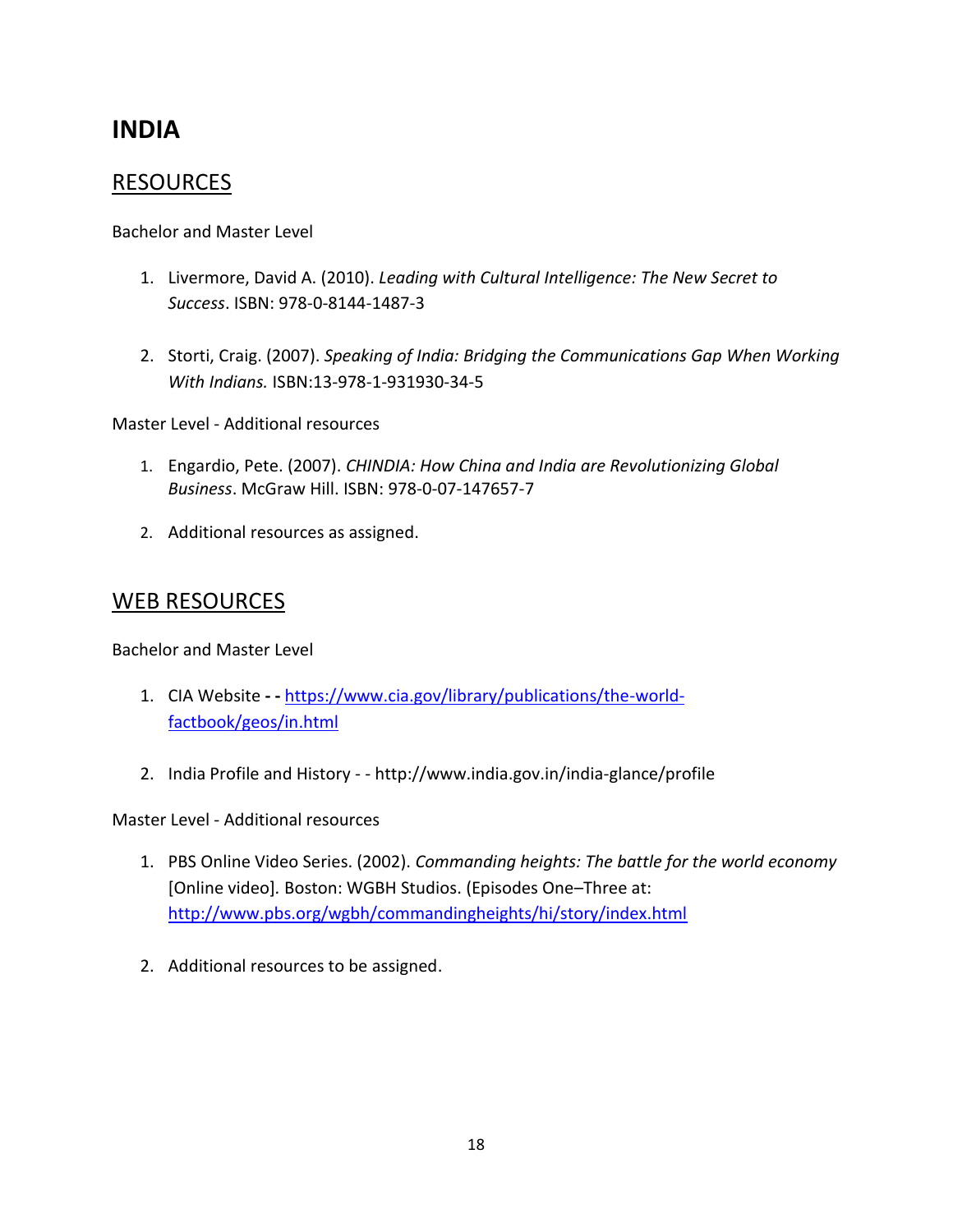# INDIA

## RESOURCES

Bachelor and Master Level

1. Livermore, David A. (2010). *Leading with Cultural Intelligence: The New Secret to Success*. ISBN: 978-0-8144-1487-3

2. Storti, Craig. (2007). *Speaking of India: Bridging the Communications Gap When Working With Indians.* ISBN:13-978-1-931930-34-5

Master Level - Additional resources

1. Engardio, Pete. (2007). *CHINDIA: How China and India are Revolutionizing Global Business*. McGraw Hill. ISBN: 978-0-07-147657-7

2. Additional resources as assigned.

## WEB RESOURCES

Bachelor and Master Level

1. CIA Website **- -** [https://www.cia.gov/library/publications/the-world-factbook/geos/in.html](https://www.cia.gov/library/publications/the-world-factbook/geos/in.html)

2. India Profile and History - - http://www.india.gov.in/india-glance/profile

Master Level - Additional resources

1. PBS Online Video Series. (2002). *Commanding heights: The battle for the world economy* [Online video]. Boston: WGBH Studios. (Episodes One–Three at: [http://www.pbs.org/wgbh/commandingheights/hi/story/index.html](http://www.pbs.org/wgbh/commandingheights/hi/story/index.html)

2. Additional resources to be assigned.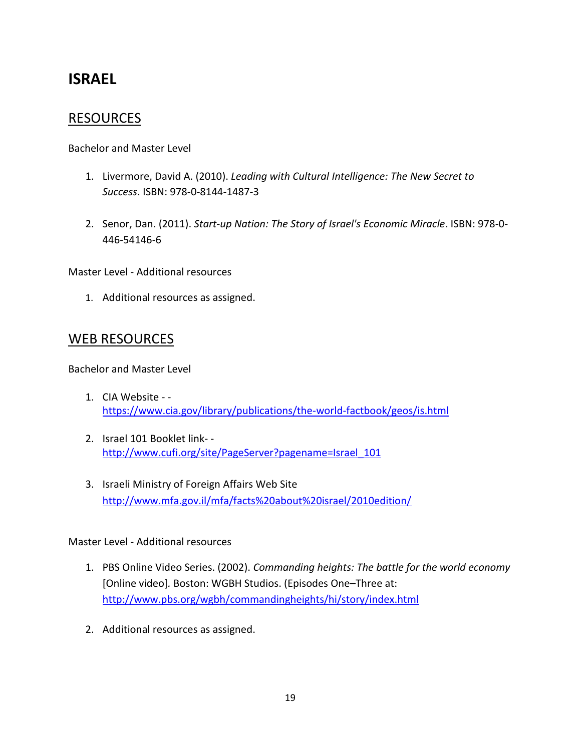# ISRAEL

## RESOURCES

Bachelor and Master Level

1. Livermore, David A. (2010). *Leading with Cultural Intelligence: The New Secret to Success*. ISBN: 978-0-8144-1487-3

2. Senor, Dan. (2011). *Start-up Nation: The Story of Israel's Economic Miracle*. ISBN: 978-0-446-54146-6

Master Level - Additional resources

1. Additional resources as assigned.

## WEB RESOURCES

Bachelor and Master Level

1. CIA Website - - https://www.cia.gov/library/publications/the-world-factbook/geos/is.html

2. Israel 101 Booklet link- - http://www.cufi.org/site/PageServer?pagename=Israel_101

3. Israeli Ministry of Foreign Affairs Web Site http://www.mfa.gov.il/mfa/facts%20about%20israel/2010edition/

Master Level - Additional resources

1. PBS Online Video Series. (2002). *Commanding heights: The battle for the world economy* [Online video]. Boston: WGBH Studios. (Episodes One–Three at: http://www.pbs.org/wgbh/commandingheights/hi/story/index.html

2. Additional resources as assigned.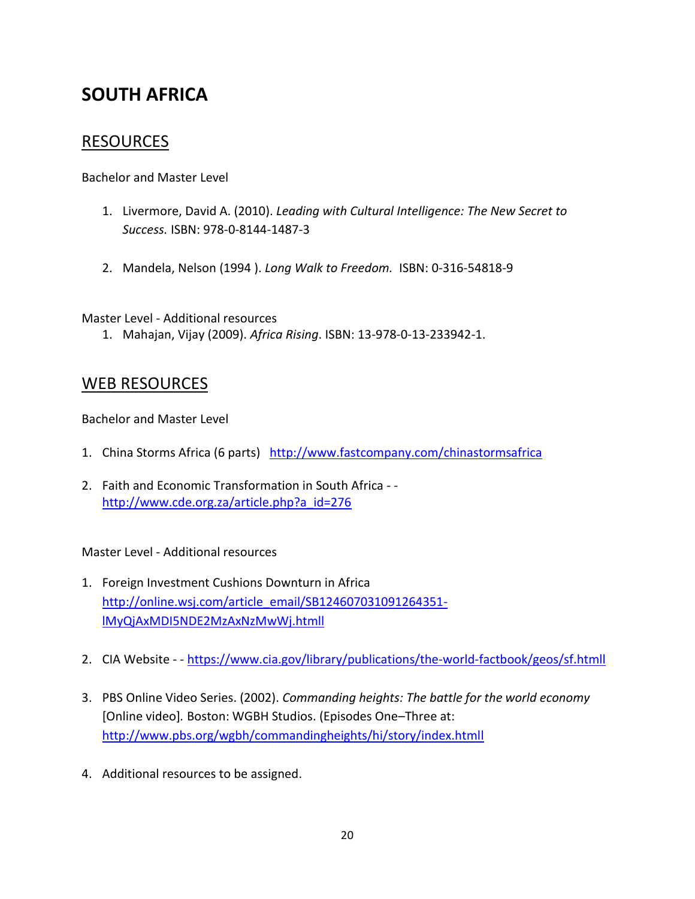# SOUTH AFRICA

## RESOURCES

Bachelor and Master Level

1. Livermore, David A. (2010). *Leading with Cultural Intelligence: The New Secret to Success.* ISBN: 978-0-8144-1487-3

2. Mandela, Nelson (1994 ). *Long Walk to Freedom.* ISBN: 0-316-54818-9

Master Level - Additional resources

1. Mahajan, Vijay (2009). *Africa Rising*. ISBN: 13-978-0-13-233942-1.

## WEB RESOURCES

Bachelor and Master Level

1. China Storms Africa (6 parts) http://www.fastcompany.com/chinastormsafrica

2. Faith and Economic Transformation in South Africa - - http://www.cde.org.za/article.php?a_id=276

Master Level - Additional resources

1. Foreign Investment Cushions Downturn in Africa http://online.wsj.com/article_email/SB124607031091264351-lMyQjAxMDI5NDE2MzAxNzMwWj.htmll

2. CIA Website - - https://www.cia.gov/library/publications/the-world-factbook/geos/sf.htmll

3. PBS Online Video Series. (2002). *Commanding heights: The battle for the world economy* [Online video]. Boston: WGBH Studios. (Episodes One–Three at: http://www.pbs.org/wgbh/commandingheights/hi/story/index.htmll

4. Additional resources to be assigned.